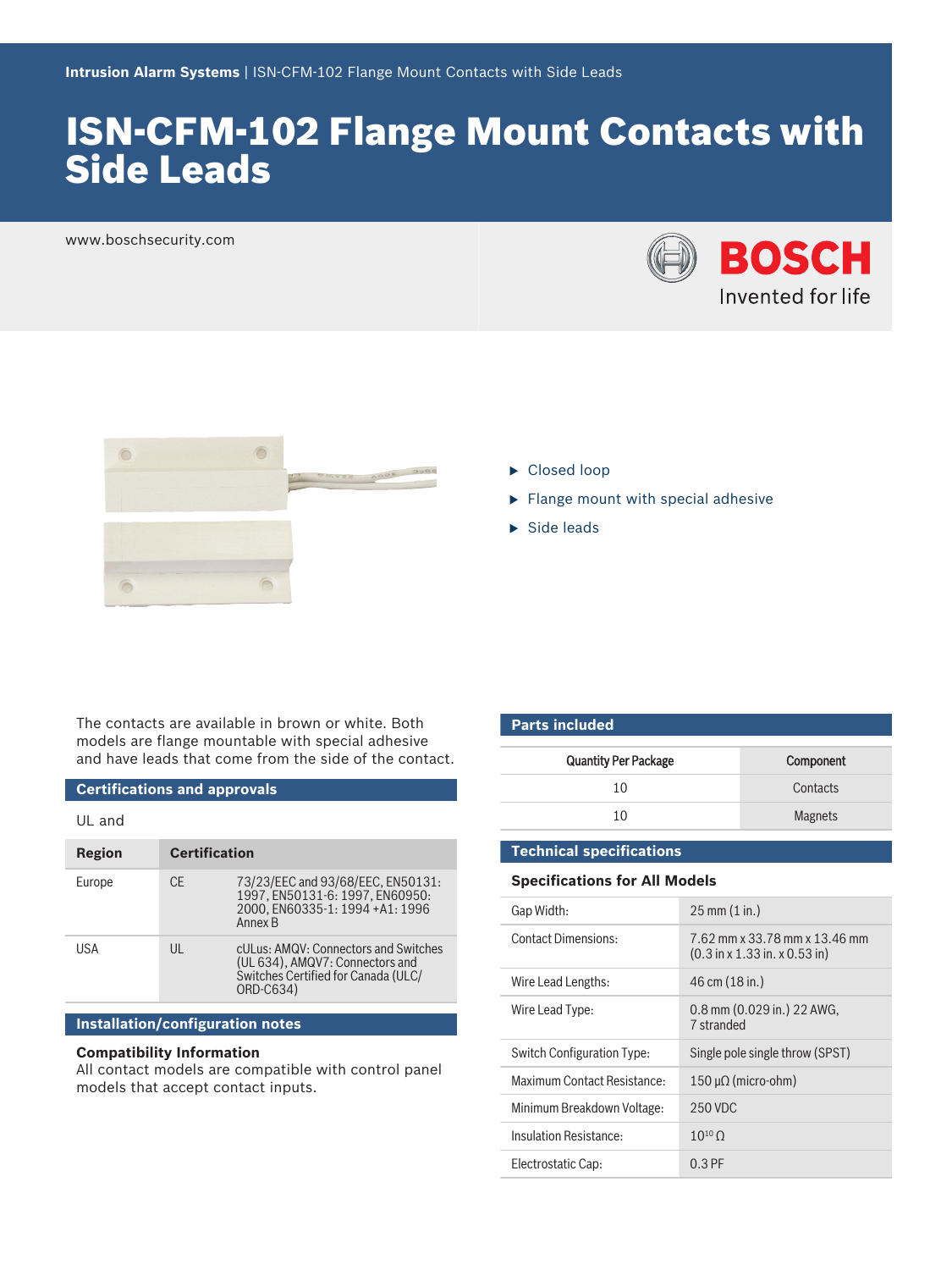Intrusion Alarm Systems | ISN-CFM-102 Flange Mount Contacts with Side Leads

# ISN-CFM-102 Flange Mount Contacts with Side Leads

www.boschsecurity.com

- Closed loop
- Flange mount with special adhesive
- Side leads

The contacts are available in brown or white. Both models are flange mountable with special adhesive and have leads that come from the side of the contact.

## Certifications and approvals

UL and

| Region | | Certification |
|---|---|---|
| Europe | CE | 73/23/EEC and 93/68/EEC, EN50131: 1997, EN50131-6: 1997, EN60950: 2000, EN60335-1: 1994 +A1: 1996 Annex B |
| USA | UL | cULus: AMQV: Connectors and Switches (UL 634), AMQV7: Connectors and Switches Certified for Canada (ULC/ORD-C634) |

## Installation/configuration notes

**Compatibility Information**

All contact models are compatible with control panel models that accept contact inputs.

## Parts included

| Quantity Per Package | Component |
|---|---|
| 10 | Contacts |
| 10 | Magnets |

## Technical specifications

### Specifications for All Models

| | |
|---|---|
| Gap Width: | 25 mm (1 in.) |
| Contact Dimensions: | 7.62 mm x 33.78 mm x 13.46 mm (0.3 in x 1.33 in. x 0.53 in) |
| Wire Lead Lengths: | 46 cm (18 in.) |
| Wire Lead Type: | 0.8 mm (0.029 in.) 22 AWG, 7 stranded |
| Switch Configuration Type: | Single pole single throw (SPST) |
| Maximum Contact Resistance: | 150 µΩ (micro-ohm) |
| Minimum Breakdown Voltage: | 250 VDC |
| Insulation Resistance: | $10^{10}$ Ω |
| Electrostatic Cap: | 0.3 PF |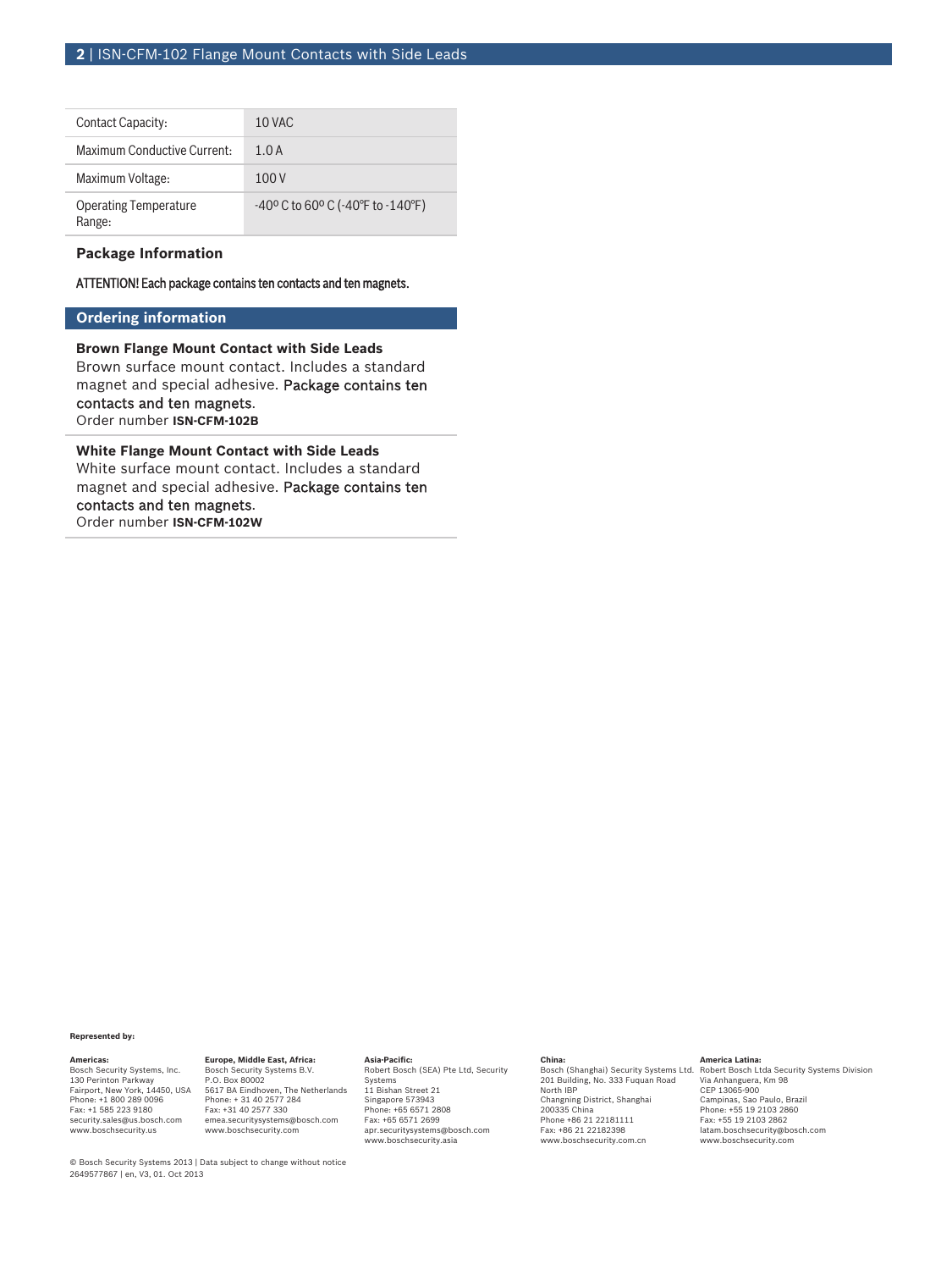| | |
|---|---|
| Contact Capacity: | 10 VAC |
| Maximum Conductive Current: | 1.0 A |
| Maximum Voltage: | 100 V |
| Operating Temperature Range: | -40º C to 60º C (-40ºF to -140ºF) |

### Package Information

ATTENTION! Each package contains ten contacts and ten magnets.

## Ordering information

**Brown Flange Mount Contact with Side Leads**
Brown surface mount contact. Includes a standard magnet and special adhesive. Package contains ten contacts and ten magnets.
Order number **ISN-CFM-102B**

**White Flange Mount Contact with Side Leads**
White surface mount contact. Includes a standard magnet and special adhesive. Package contains ten contacts and ten magnets.
Order number **ISN-CFM-102W**

**Represented by:**

**Americas:**
Bosch Security Systems, Inc.
130 Perinton Parkway
Fairport, New York, 14450, USA
Phone: +1 800 289 0096
Fax: +1 585 223 9180
security.sales@us.bosch.com
www.boschsecurity.us

**Europe, Middle East, Africa:**
Bosch Security Systems B.V.
P.O. Box 80002
5617 BA Eindhoven, The Netherlands
Phone: + 31 40 2577 284
Fax: +31 40 2577 330
emea.securitysystems@bosch.com
www.boschsecurity.com

**Asia-Pacific:**
Robert Bosch (SEA) Pte Ltd, Security Systems
11 Bishan Street 21
Singapore 573943
Phone: +65 6571 2808
Fax: +65 6571 2699
apr.securitysystems@bosch.com
www.boschsecurity.asia

**China:**
Bosch (Shanghai) Security Systems Ltd.
201 Building, No. 333 Fuquan Road
North IBP
Changning District, Shanghai
200335 China
Phone +86 21 22181111
Fax: +86 21 22182398
www.boschsecurity.com.cn

**America Latina:**
Robert Bosch Ltda Security Systems Division
Via Anhanguera, Km 98
CEP 13065-900
Campinas, Sao Paulo, Brazil
Phone: +55 19 2103 2860
Fax: +55 19 2103 2862
latam.boschsecurity@bosch.com
www.boschsecurity.com

© Bosch Security Systems 2013 | Data subject to change without notice
2649577867 | en, V3, 01. Oct 2013